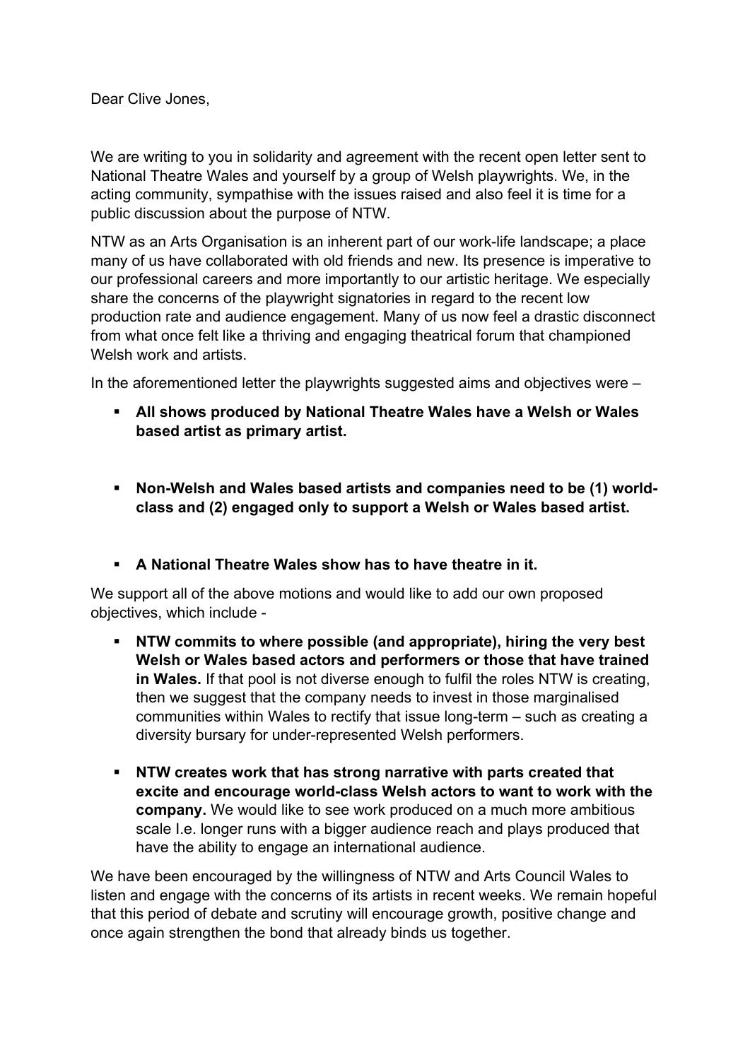Dear Clive Jones,

We are writing to you in solidarity and agreement with the recent open letter sent to National Theatre Wales and yourself by a group of Welsh playwrights. We, in the acting community, sympathise with the issues raised and also feel it is time for a public discussion about the purpose of NTW.

NTW as an Arts Organisation is an inherent part of our work-life landscape; a place many of us have collaborated with old friends and new. Its presence is imperative to our professional careers and more importantly to our artistic heritage. We especially share the concerns of the playwright signatories in regard to the recent low production rate and audience engagement. Many of us now feel a drastic disconnect from what once felt like a thriving and engaging theatrical forum that championed Welsh work and artists.

In the aforementioned letter the playwrights suggested aims and objectives were –

- **All shows produced by National Theatre Wales have a Welsh or Wales based artist as primary artist.**
- **Non-Welsh and Wales based artists and companies need to be (1) world-class and (2) engaged only to support a Welsh or Wales based artist.**
- **A National Theatre Wales show has to have theatre in it.**

We support all of the above motions and would like to add our own proposed objectives, which include -

- **NTW commits to where possible (and appropriate), hiring the very best Welsh or Wales based actors and performers or those that have trained in Wales.** If that pool is not diverse enough to fulfil the roles NTW is creating, then we suggest that the company needs to invest in those marginalised communities within Wales to rectify that issue long-term – such as creating a diversity bursary for under-represented Welsh performers.
- **NTW creates work that has strong narrative with parts created that excite and encourage world-class Welsh actors to want to work with the company.** We would like to see work produced on a much more ambitious scale I.e. longer runs with a bigger audience reach and plays produced that have the ability to engage an international audience.

We have been encouraged by the willingness of NTW and Arts Council Wales to listen and engage with the concerns of its artists in recent weeks. We remain hopeful that this period of debate and scrutiny will encourage growth, positive change and once again strengthen the bond that already binds us together.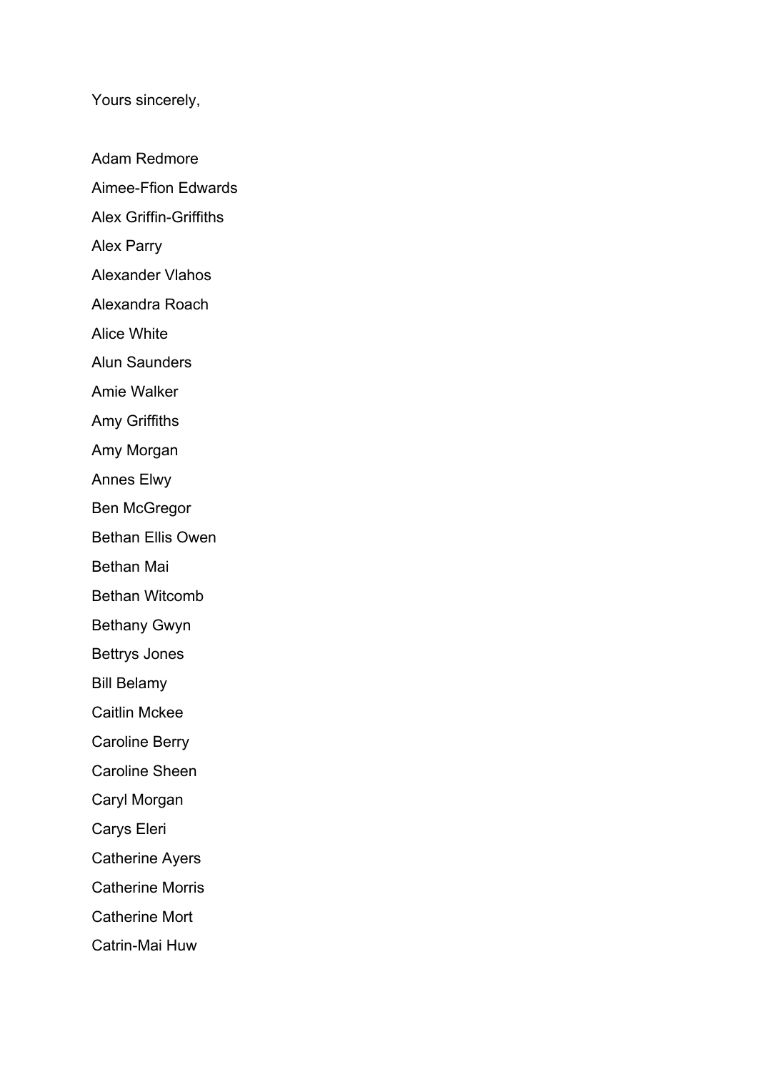Yours sincerely,

Adam Redmore

Aimee-Ffion Edwards

Alex Griffin-Griffiths

Alex Parry

Alexander Vlahos

Alexandra Roach

Alice White

Alun Saunders

Amie Walker

Amy Griffiths

Amy Morgan

Annes Elwy

Ben McGregor

Bethan Ellis Owen

Bethan Mai

Bethan Witcomb

Bethany Gwyn

Bettrys Jones

Bill Belamy

Caitlin Mckee

Caroline Berry

Caroline Sheen

Caryl Morgan

Carys Eleri

Catherine Ayers

Catherine Morris

Catherine Mort

Catrin-Mai Huw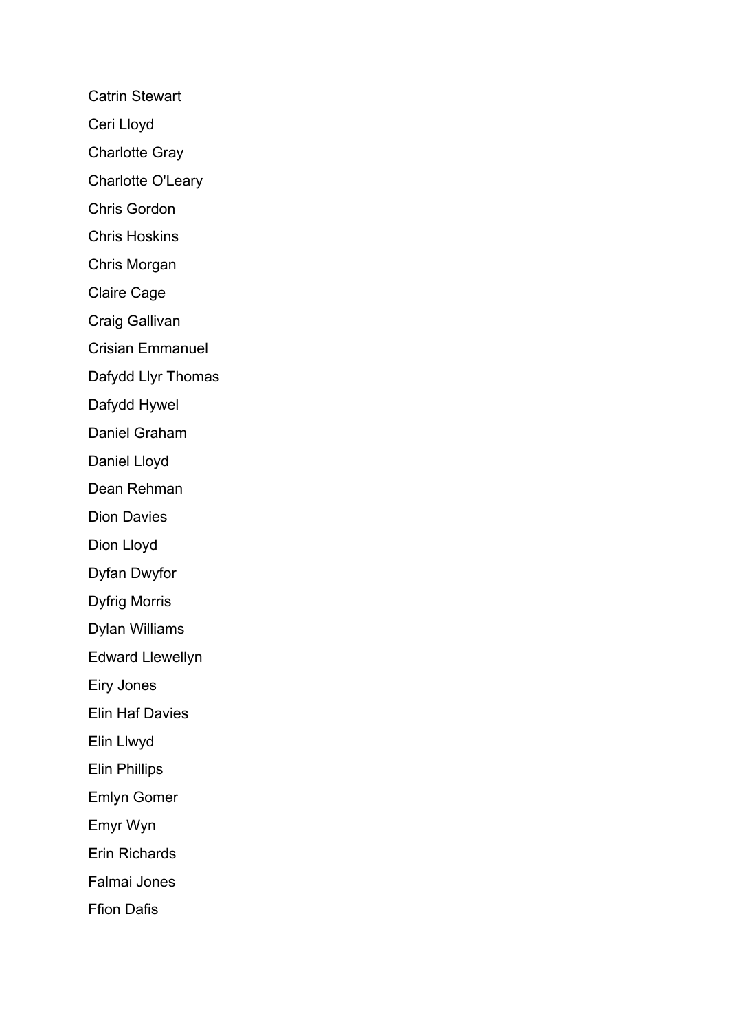Catrin Stewart

Ceri Lloyd

Charlotte Gray

Charlotte O'Leary

Chris Gordon

Chris Hoskins

Chris Morgan

Claire Cage

Craig Gallivan

Crisian Emmanuel

Dafydd Llyr Thomas

Dafydd Hywel

Daniel Graham

Daniel Lloyd

Dean Rehman

Dion Davies

Dion Lloyd

Dyfan Dwyfor

Dyfrig Morris

Dylan Williams

Edward Llewellyn

Eiry Jones

Elin Haf Davies

Elin Llwyd

Elin Phillips

Emlyn Gomer

Emyr Wyn

Erin Richards

Falmai Jones

Ffion Dafis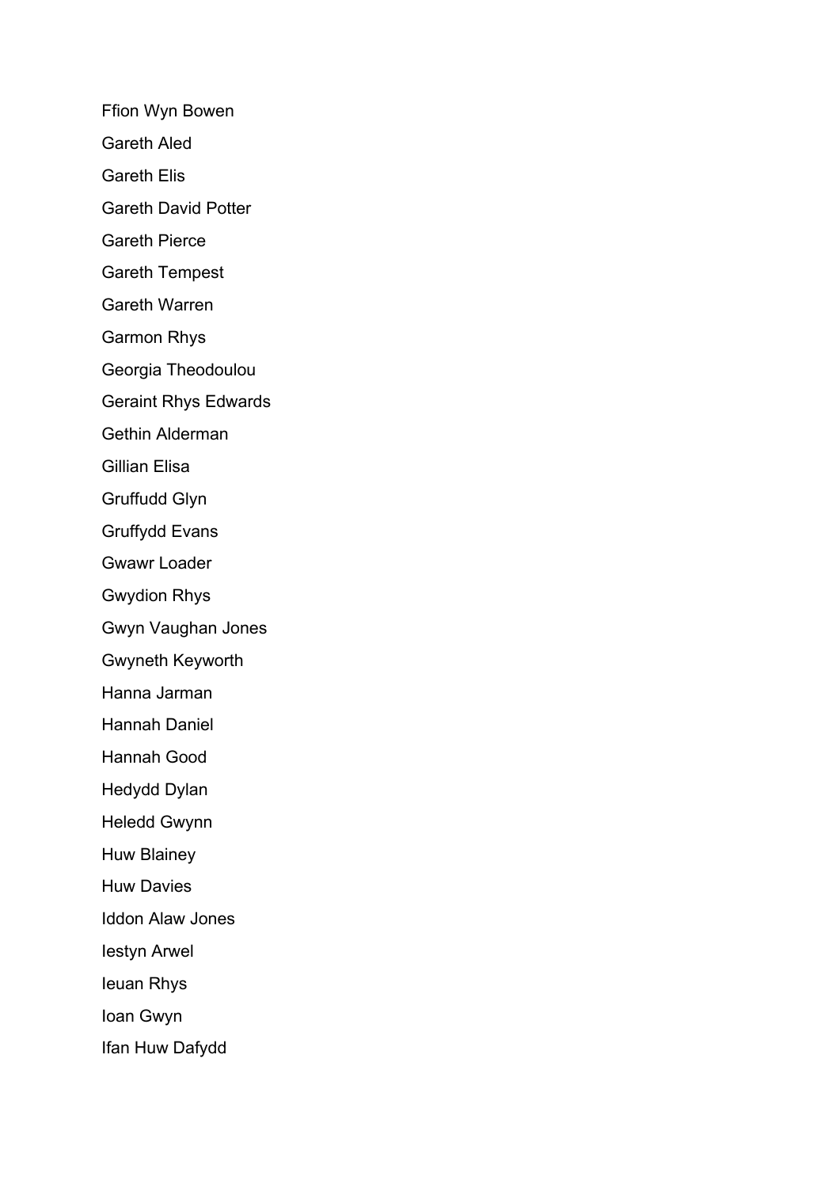Ffion Wyn Bowen

Gareth Aled

Gareth Elis

Gareth David Potter

Gareth Pierce

Gareth Tempest

Gareth Warren

Garmon Rhys

Georgia Theodoulou

Geraint Rhys Edwards

Gethin Alderman

Gillian Elisa

Gruffudd Glyn

Gruffydd Evans

Gwawr Loader

Gwydion Rhys

Gwyn Vaughan Jones

Gwyneth Keyworth

Hanna Jarman

Hannah Daniel

Hannah Good

Hedydd Dylan

Heledd Gwynn

Huw Blainey

Huw Davies

Iddon Alaw Jones

Iestyn Arwel

Ieuan Rhys

Ioan Gwyn

Ifan Huw Dafydd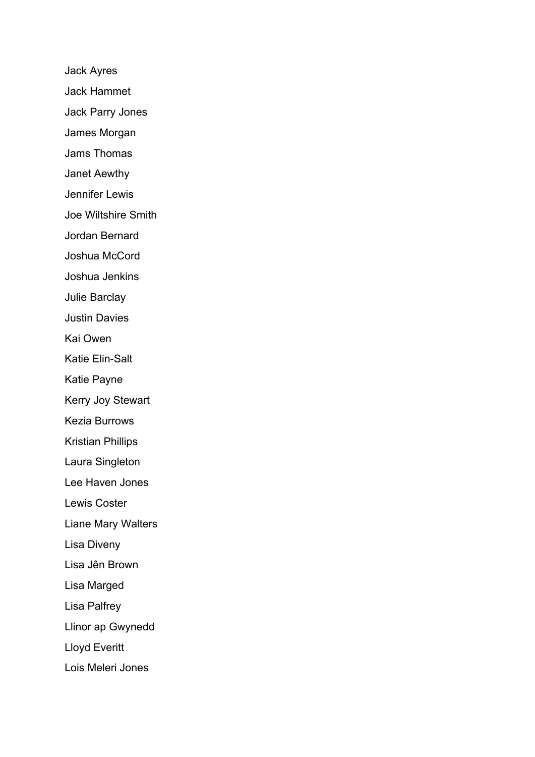Jack Ayres

Jack Hammet

Jack Parry Jones

James Morgan

Jams Thomas

Janet Aewthy

Jennifer Lewis

Joe Wiltshire Smith

Jordan Bernard

Joshua McCord

Joshua Jenkins

Julie Barclay

Justin Davies

Kai Owen

Katie Elin-Salt

Katie Payne

Kerry Joy Stewart

Kezia Burrows

Kristian Phillips

Laura Singleton

Lee Haven Jones

Lewis Coster

Liane Mary Walters

Lisa Diveny

Lisa Jên Brown

Lisa Marged

Lisa Palfrey

Llinor ap Gwynedd

Lloyd Everitt

Lois Meleri Jones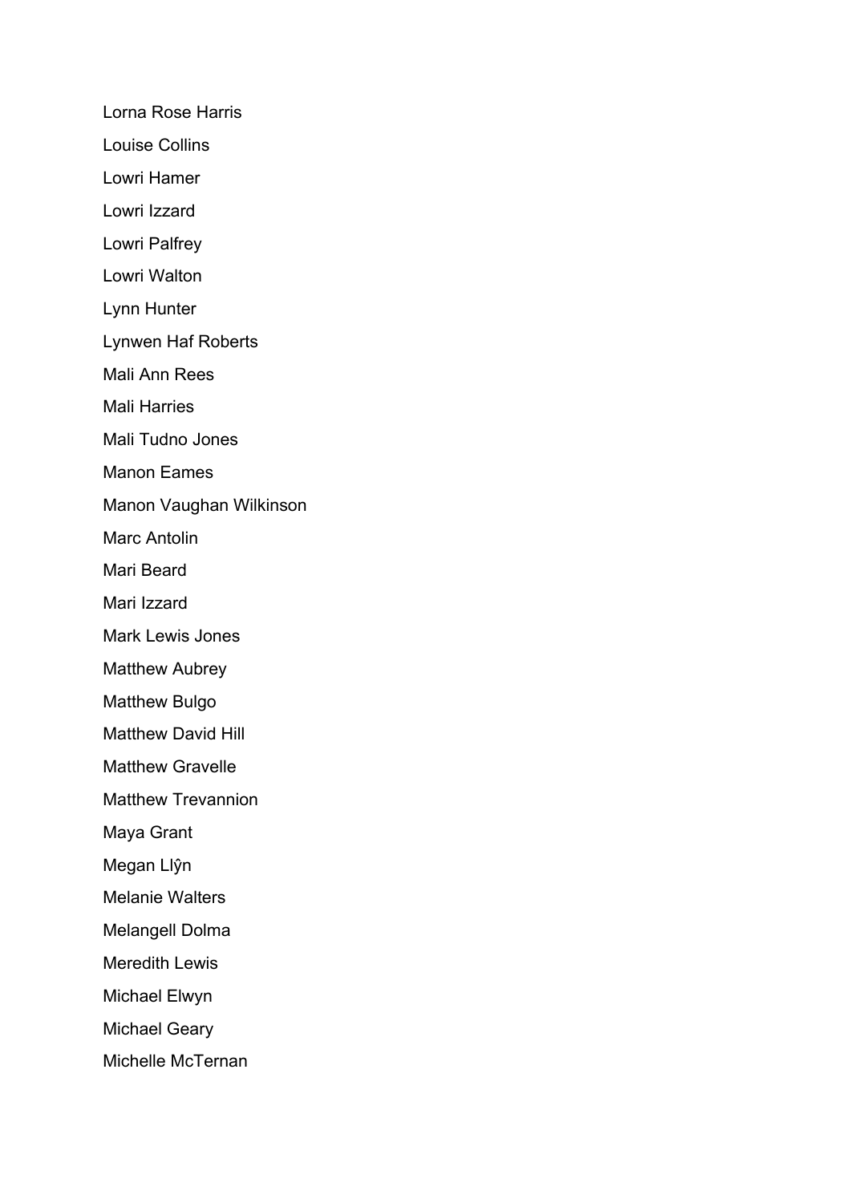Lorna Rose Harris

Louise Collins

Lowri Hamer

Lowri Izzard

Lowri Palfrey

Lowri Walton

Lynn Hunter

Lynwen Haf Roberts

Mali Ann Rees

Mali Harries

Mali Tudno Jones

Manon Eames

Manon Vaughan Wilkinson

Marc Antolin

Mari Beard

Mari Izzard

Mark Lewis Jones

Matthew Aubrey

Matthew Bulgo

Matthew David Hill

Matthew Gravelle

Matthew Trevannion

Maya Grant

Megan Llŷn

Melanie Walters

Melangell Dolma

Meredith Lewis

Michael Elwyn

Michael Geary

Michelle McTernan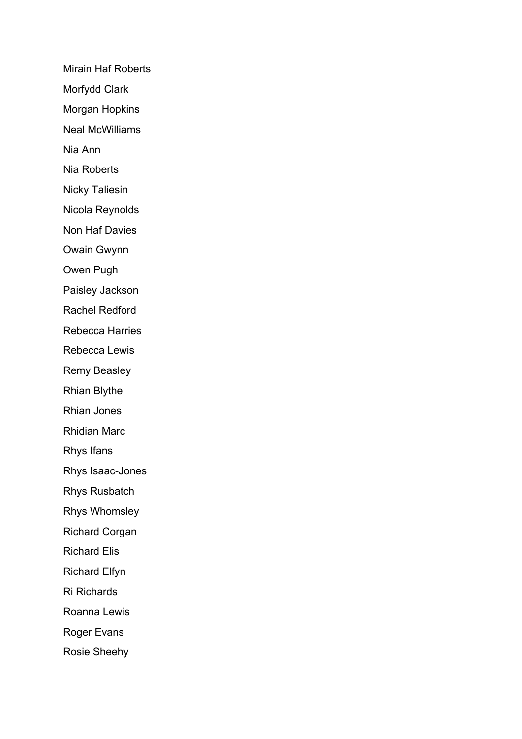Mirain Haf Roberts

Morfydd Clark

Morgan Hopkins

Neal McWilliams

Nia Ann

Nia Roberts

Nicky Taliesin

Nicola Reynolds

Non Haf Davies

Owain Gwynn

Owen Pugh

Paisley Jackson

Rachel Redford

Rebecca Harries

Rebecca Lewis

Remy Beasley

Rhian Blythe

Rhian Jones

Rhidian Marc

Rhys Ifans

Rhys Isaac-Jones

Rhys Rusbatch

Rhys Whomsley

Richard Corgan

Richard Elis

Richard Elfyn

Ri Richards

Roanna Lewis

Roger Evans

Rosie Sheehy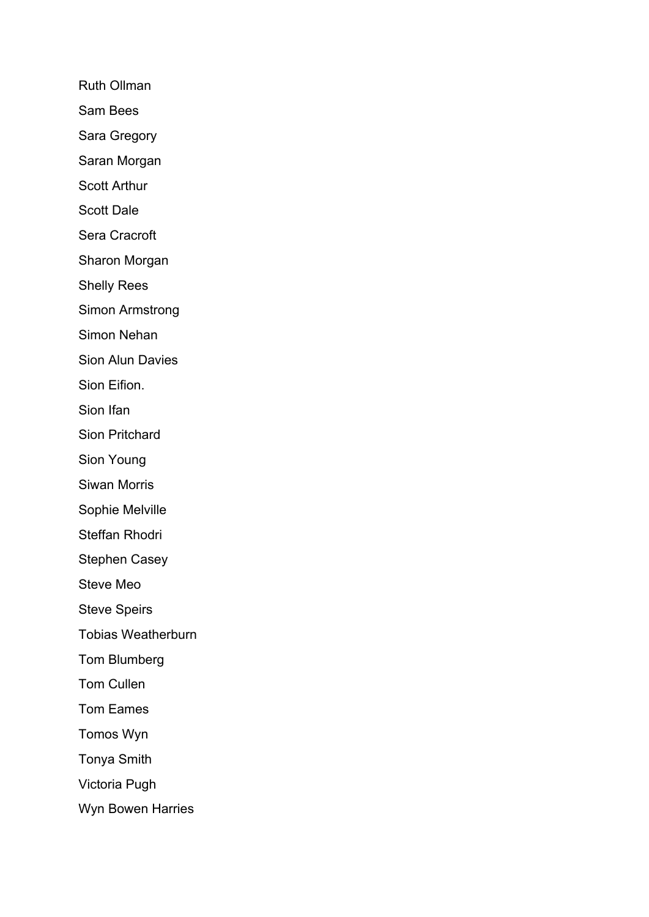Ruth Ollman

Sam Bees

Sara Gregory

Saran Morgan

Scott Arthur

Scott Dale

Sera Cracroft

Sharon Morgan

Shelly Rees

Simon Armstrong

Simon Nehan

Sion Alun Davies

Sion Eifion.

Sion Ifan

Sion Pritchard

Sion Young

Siwan Morris

Sophie Melville

Steffan Rhodri

Stephen Casey

Steve Meo

Steve Speirs

Tobias Weatherburn

Tom Blumberg

Tom Cullen

Tom Eames

Tomos Wyn

Tonya Smith

Victoria Pugh

Wyn Bowen Harries